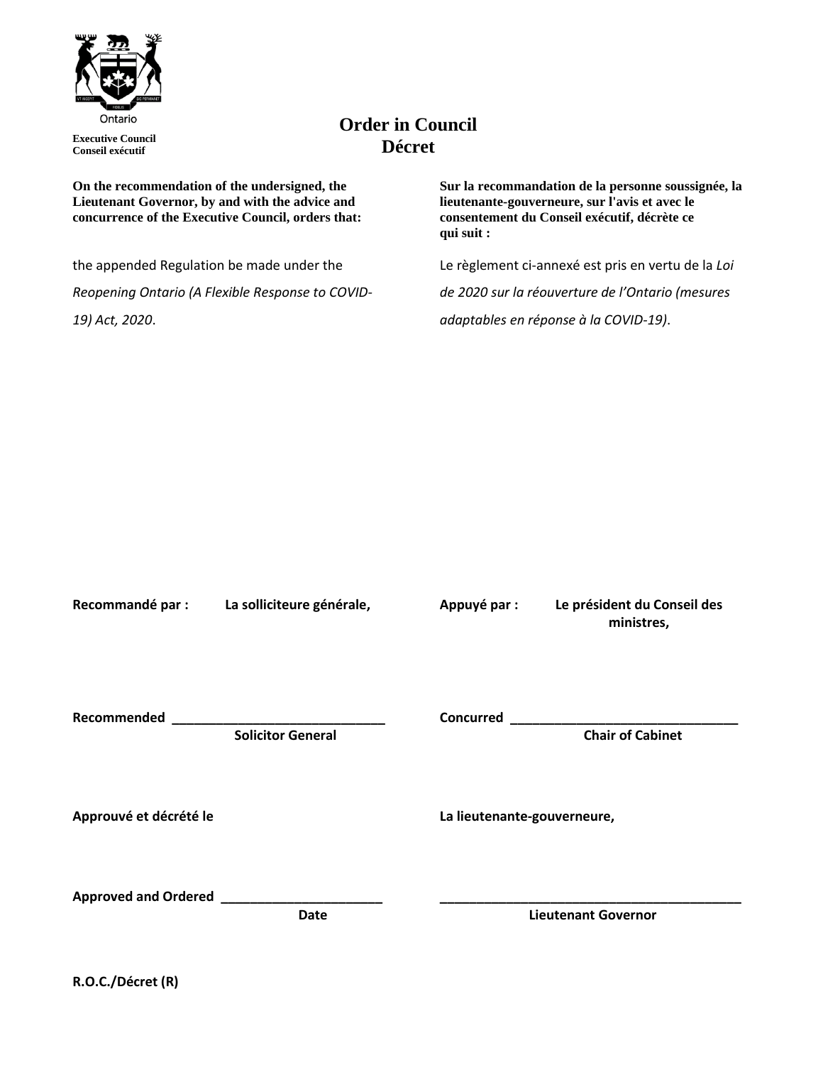Ontario

**Executive Council**
**Conseil exécutif**

# Order in Council
# Décret

**On the recommendation of the undersigned, the Lieutenant Governor, by and with the advice and concurrence of the Executive Council, orders that:**

the appended Regulation be made under the *Reopening Ontario (A Flexible Response to COVID-19) Act, 2020*.

**Sur la recommandation de la personne soussignée, la lieutenante-gouverneure, sur l'avis et avec le consentement du Conseil exécutif, décrète ce qui suit :**

Le règlement ci-annexé est pris en vertu de la *Loi de 2020 sur la réouverture de l'Ontario (mesures adaptables en réponse à la COVID-19)*.

**Recommandé par :** **La solliciteure générale,**

**Appuyé par :** **Le président du Conseil des ministres,**

**Recommended** ______________________________
**Solicitor General**

**Concurred** ________________________________
**Chair of Cabinet**

**Approuvé et décrété le**

**La lieutenante-gouverneure,**

**Approved and Ordered** ______________________
**Date**

___________________________________________
**Lieutenant Governor**

**R.O.C./Décret (R)**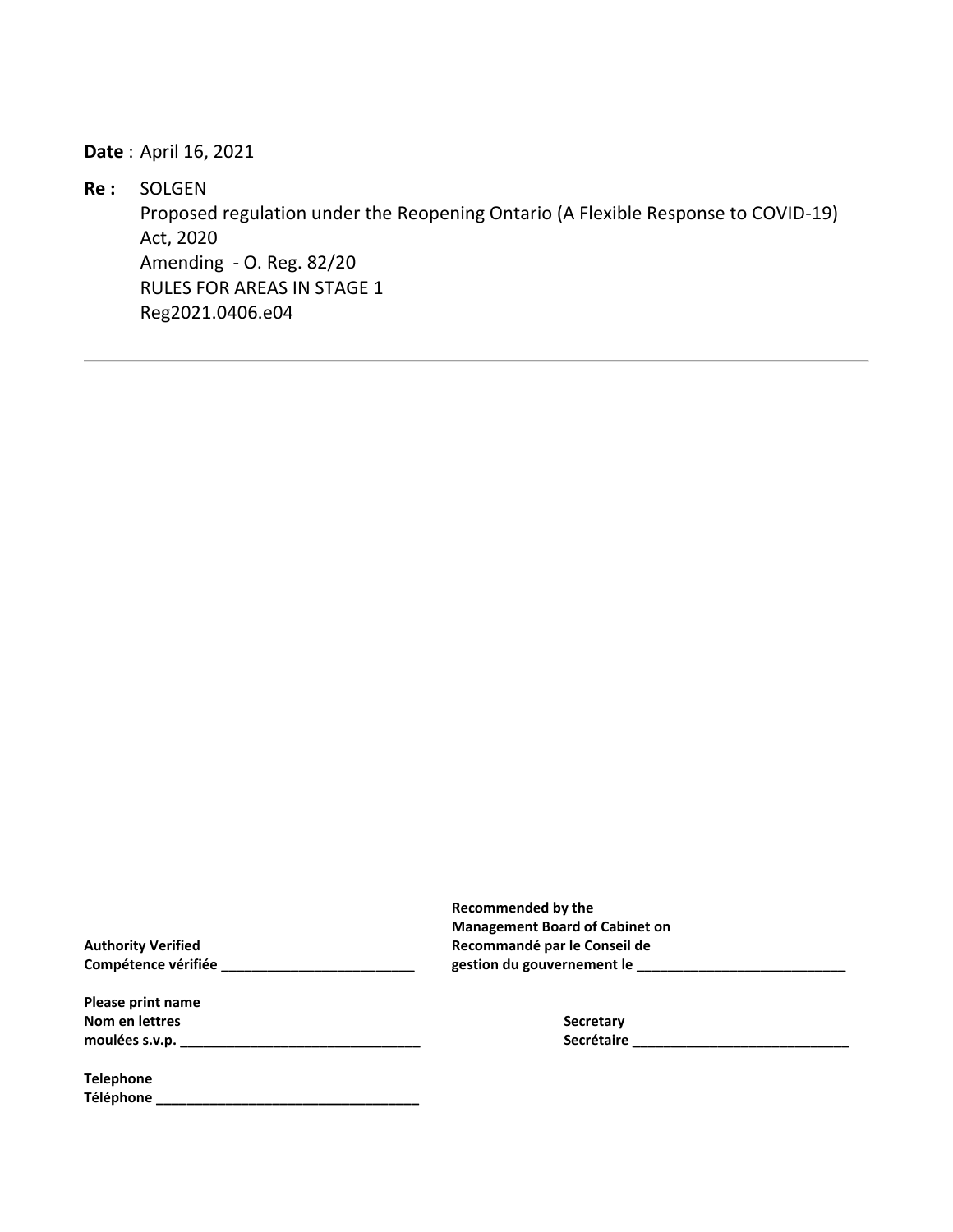**Date** : April 16, 2021

**Re :** SOLGEN
Proposed regulation under the Reopening Ontario (A Flexible Response to COVID-19) Act, 2020
Amending - O. Reg. 82/20
RULES FOR AREAS IN STAGE 1
Reg2021.0406.e04

---

**Authority Verified**
**Compétence vérifiée** ________________________

**Please print name**
**Nom en lettres moulées s.v.p.** ______________________________

**Telephone**
**Téléphone** ________________________________

**Recommended by the Management Board of Cabinet on**
**Recommandé par le Conseil de gestion du gouvernement le** __________________________

**Secretary**
**Secrétaire** ___________________________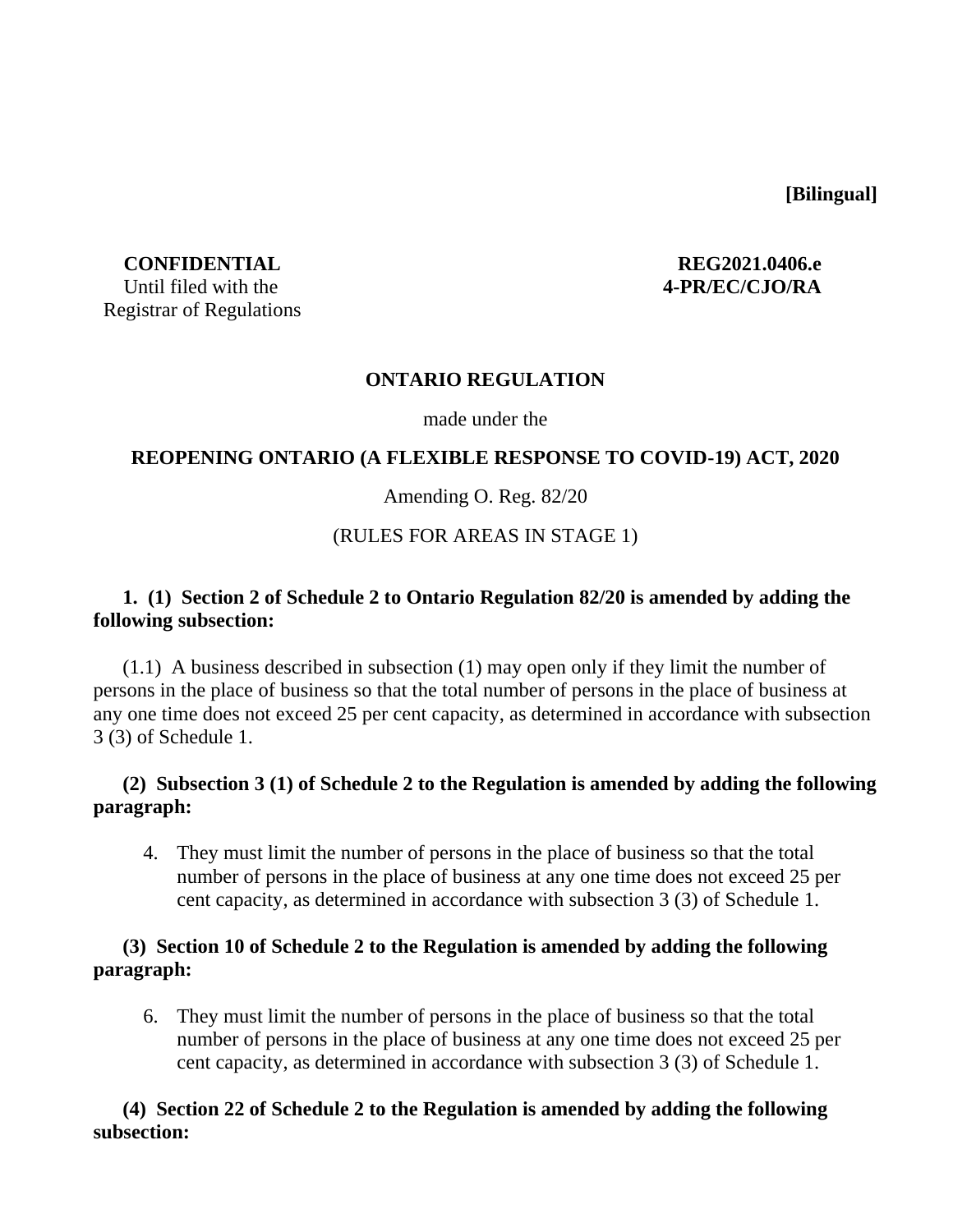**[Bilingual]**

**CONFIDENTIAL**
Until filed with the
Registrar of Regulations

**REG2021.0406.e**
**4-PR/EC/CJO/RA**

**ONTARIO REGULATION**

made under the

**REOPENING ONTARIO (A FLEXIBLE RESPONSE TO COVID-19) ACT, 2020**

Amending O. Reg. 82/20

(RULES FOR AREAS IN STAGE 1)

**1. (1) Section 2 of Schedule 2 to Ontario Regulation 82/20 is amended by adding the following subsection:**

(1.1) A business described in subsection (1) may open only if they limit the number of persons in the place of business so that the total number of persons in the place of business at any one time does not exceed 25 per cent capacity, as determined in accordance with subsection 3 (3) of Schedule 1.

**(2) Subsection 3 (1) of Schedule 2 to the Regulation is amended by adding the following paragraph:**

4. They must limit the number of persons in the place of business so that the total number of persons in the place of business at any one time does not exceed 25 per cent capacity, as determined in accordance with subsection 3 (3) of Schedule 1.

**(3) Section 10 of Schedule 2 to the Regulation is amended by adding the following paragraph:**

6. They must limit the number of persons in the place of business so that the total number of persons in the place of business at any one time does not exceed 25 per cent capacity, as determined in accordance with subsection 3 (3) of Schedule 1.

**(4) Section 22 of Schedule 2 to the Regulation is amended by adding the following subsection:**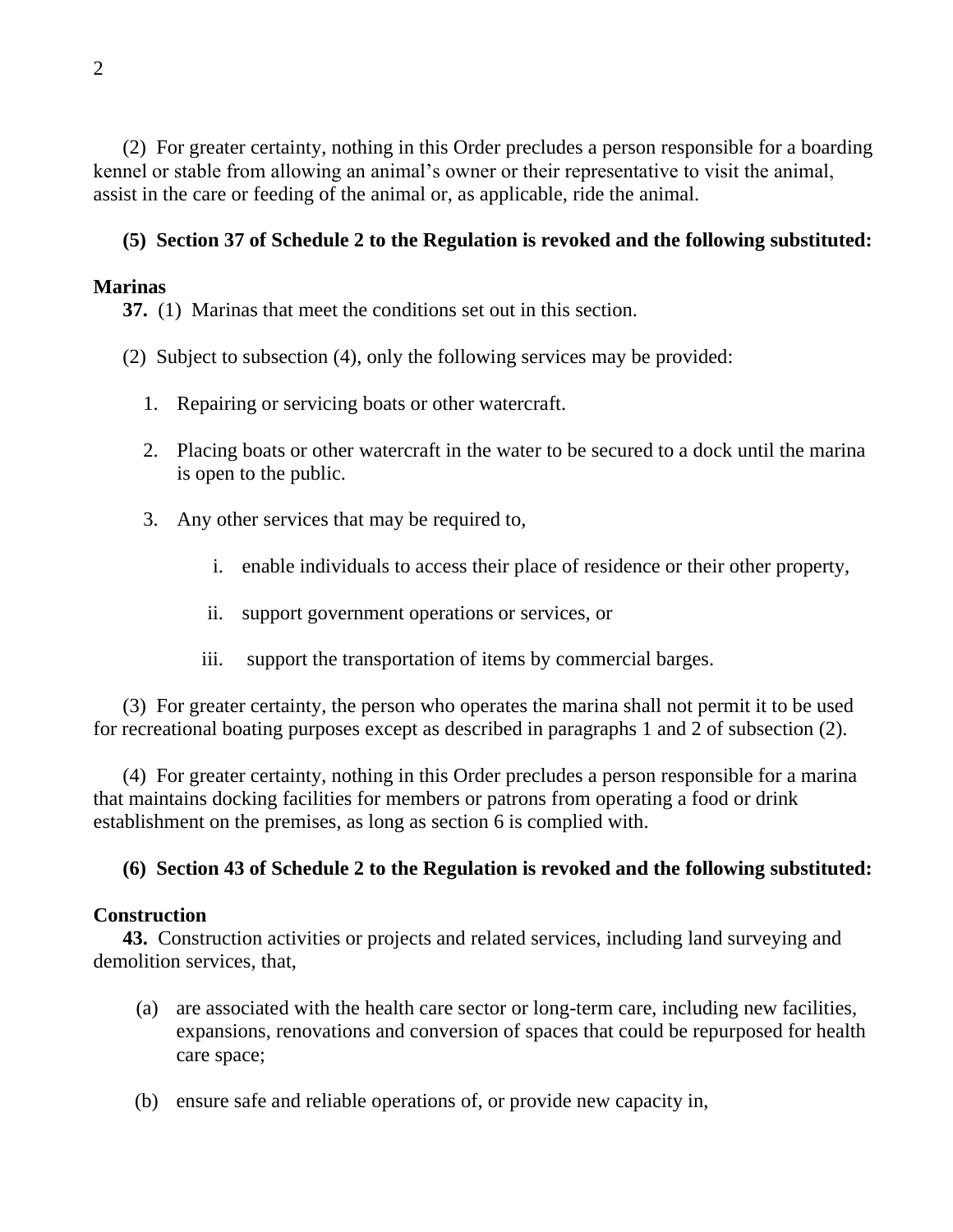(2) For greater certainty, nothing in this Order precludes a person responsible for a boarding kennel or stable from allowing an animal's owner or their representative to visit the animal, assist in the care or feeding of the animal or, as applicable, ride the animal.

**(5) Section 37 of Schedule 2 to the Regulation is revoked and the following substituted:**

**Marinas**

**37.** (1) Marinas that meet the conditions set out in this section.

(2) Subject to subsection (4), only the following services may be provided:

1. Repairing or servicing boats or other watercraft.

2. Placing boats or other watercraft in the water to be secured to a dock until the marina is open to the public.

3. Any other services that may be required to,

    i. enable individuals to access their place of residence or their other property,

    ii. support government operations or services, or

    iii. support the transportation of items by commercial barges.

(3) For greater certainty, the person who operates the marina shall not permit it to be used for recreational boating purposes except as described in paragraphs 1 and 2 of subsection (2).

(4) For greater certainty, nothing in this Order precludes a person responsible for a marina that maintains docking facilities for members or patrons from operating a food or drink establishment on the premises, as long as section 6 is complied with.

**(6) Section 43 of Schedule 2 to the Regulation is revoked and the following substituted:**

**Construction**

**43.** Construction activities or projects and related services, including land surveying and demolition services, that,

(a) are associated with the health care sector or long-term care, including new facilities, expansions, renovations and conversion of spaces that could be repurposed for health care space;

(b) ensure safe and reliable operations of, or provide new capacity in,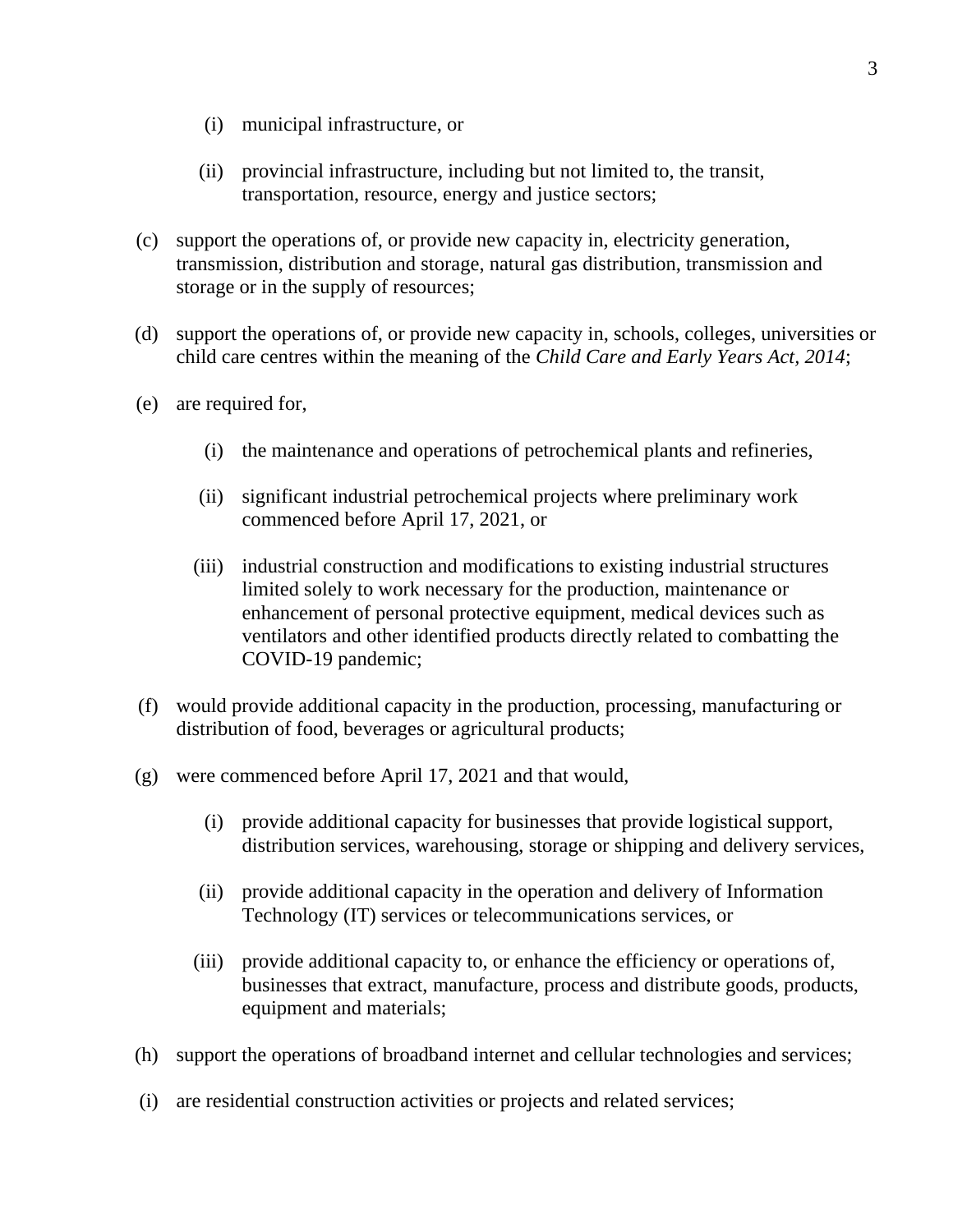(i) municipal infrastructure, or

(ii) provincial infrastructure, including but not limited to, the transit, transportation, resource, energy and justice sectors;

(c) support the operations of, or provide new capacity in, electricity generation, transmission, distribution and storage, natural gas distribution, transmission and storage or in the supply of resources;

(d) support the operations of, or provide new capacity in, schools, colleges, universities or child care centres within the meaning of the *Child Care and Early Years Act, 2014*;

(e) are required for,

(i) the maintenance and operations of petrochemical plants and refineries,

(ii) significant industrial petrochemical projects where preliminary work commenced before April 17, 2021, or

(iii) industrial construction and modifications to existing industrial structures limited solely to work necessary for the production, maintenance or enhancement of personal protective equipment, medical devices such as ventilators and other identified products directly related to combatting the COVID-19 pandemic;

(f) would provide additional capacity in the production, processing, manufacturing or distribution of food, beverages or agricultural products;

(g) were commenced before April 17, 2021 and that would,

(i) provide additional capacity for businesses that provide logistical support, distribution services, warehousing, storage or shipping and delivery services,

(ii) provide additional capacity in the operation and delivery of Information Technology (IT) services or telecommunications services, or

(iii) provide additional capacity to, or enhance the efficiency or operations of, businesses that extract, manufacture, process and distribute goods, products, equipment and materials;

(h) support the operations of broadband internet and cellular technologies and services;

(i) are residential construction activities or projects and related services;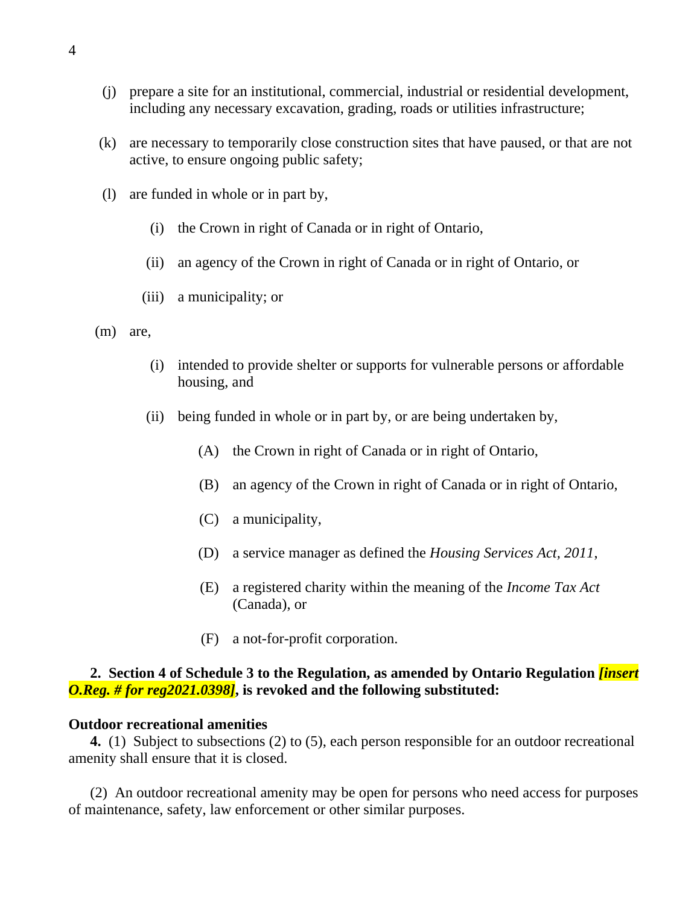(j) prepare a site for an institutional, commercial, industrial or residential development, including any necessary excavation, grading, roads or utilities infrastructure;

(k) are necessary to temporarily close construction sites that have paused, or that are not active, to ensure ongoing public safety;

(l) are funded in whole or in part by,

(i) the Crown in right of Canada or in right of Ontario,

(ii) an agency of the Crown in right of Canada or in right of Ontario, or

(iii) a municipality; or

(m) are,

(i) intended to provide shelter or supports for vulnerable persons or affordable housing, and

(ii) being funded in whole or in part by, or are being undertaken by,

(A) the Crown in right of Canada or in right of Ontario,

(B) an agency of the Crown in right of Canada or in right of Ontario,

(C) a municipality,

(D) a service manager as defined the *Housing Services Act, 2011*,

(E) a registered charity within the meaning of the *Income Tax Act* (Canada), or

(F) a not-for-profit corporation.

**2. Section 4 of Schedule 3 to the Regulation, as amended by Ontario Regulation *[insert O.Reg. # for reg2021.0398]*, is revoked and the following substituted:**

**Outdoor recreational amenities**

**4.** (1) Subject to subsections (2) to (5), each person responsible for an outdoor recreational amenity shall ensure that it is closed.

(2) An outdoor recreational amenity may be open for persons who need access for purposes of maintenance, safety, law enforcement or other similar purposes.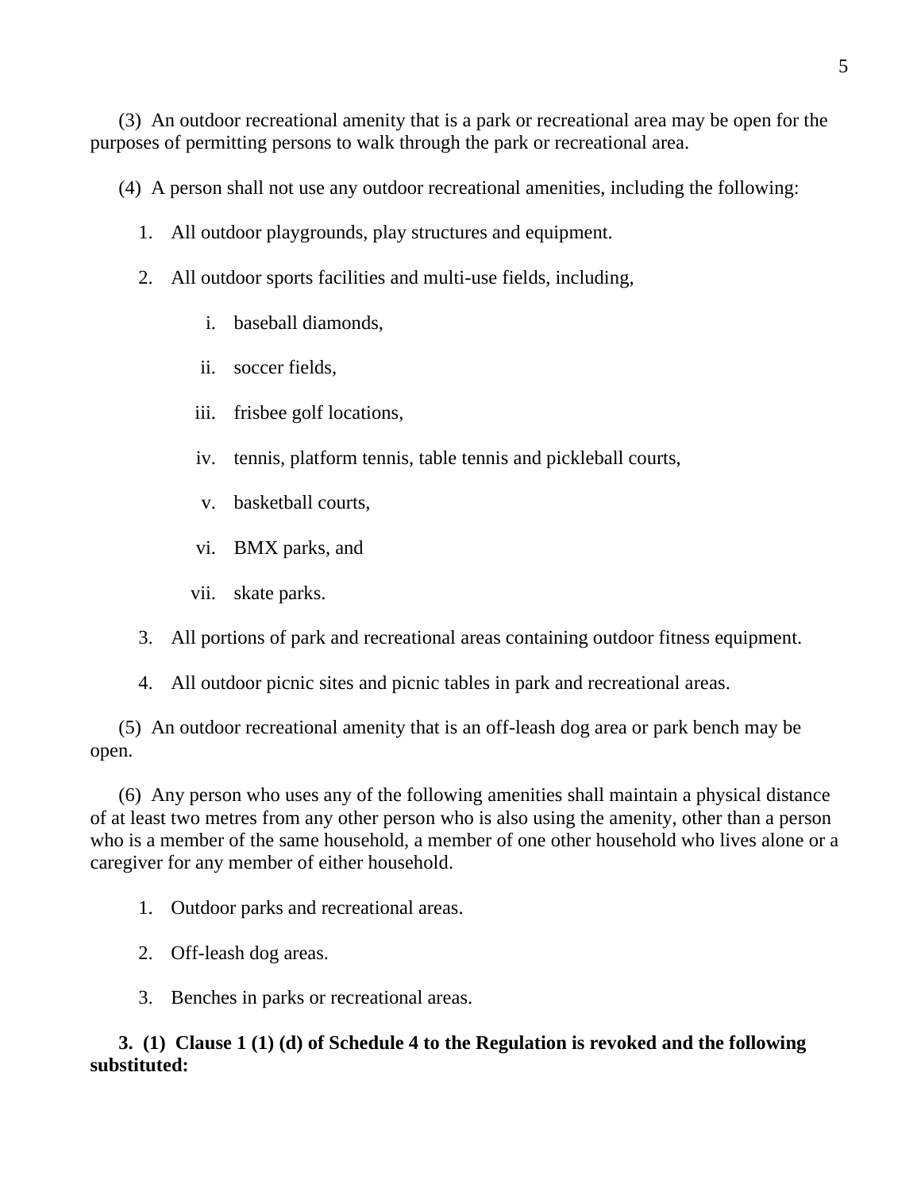(3) An outdoor recreational amenity that is a park or recreational area may be open for the purposes of permitting persons to walk through the park or recreational area.

(4) A person shall not use any outdoor recreational amenities, including the following:

1. All outdoor playgrounds, play structures and equipment.
2. All outdoor sports facilities and multi-use fields, including,
   i. baseball diamonds,
   ii. soccer fields,
   iii. frisbee golf locations,
   iv. tennis, platform tennis, table tennis and pickleball courts,
   v. basketball courts,
   vi. BMX parks, and
   vii. skate parks.
3. All portions of park and recreational areas containing outdoor fitness equipment.
4. All outdoor picnic sites and picnic tables in park and recreational areas.

(5) An outdoor recreational amenity that is an off-leash dog area or park bench may be open.

(6) Any person who uses any of the following amenities shall maintain a physical distance of at least two metres from any other person who is also using the amenity, other than a person who is a member of the same household, a member of one other household who lives alone or a caregiver for any member of either household.

1. Outdoor parks and recreational areas.
2. Off-leash dog areas.
3. Benches in parks or recreational areas.

**3. (1) Clause 1 (1) (d) of Schedule 4 to the Regulation is revoked and the following substituted:**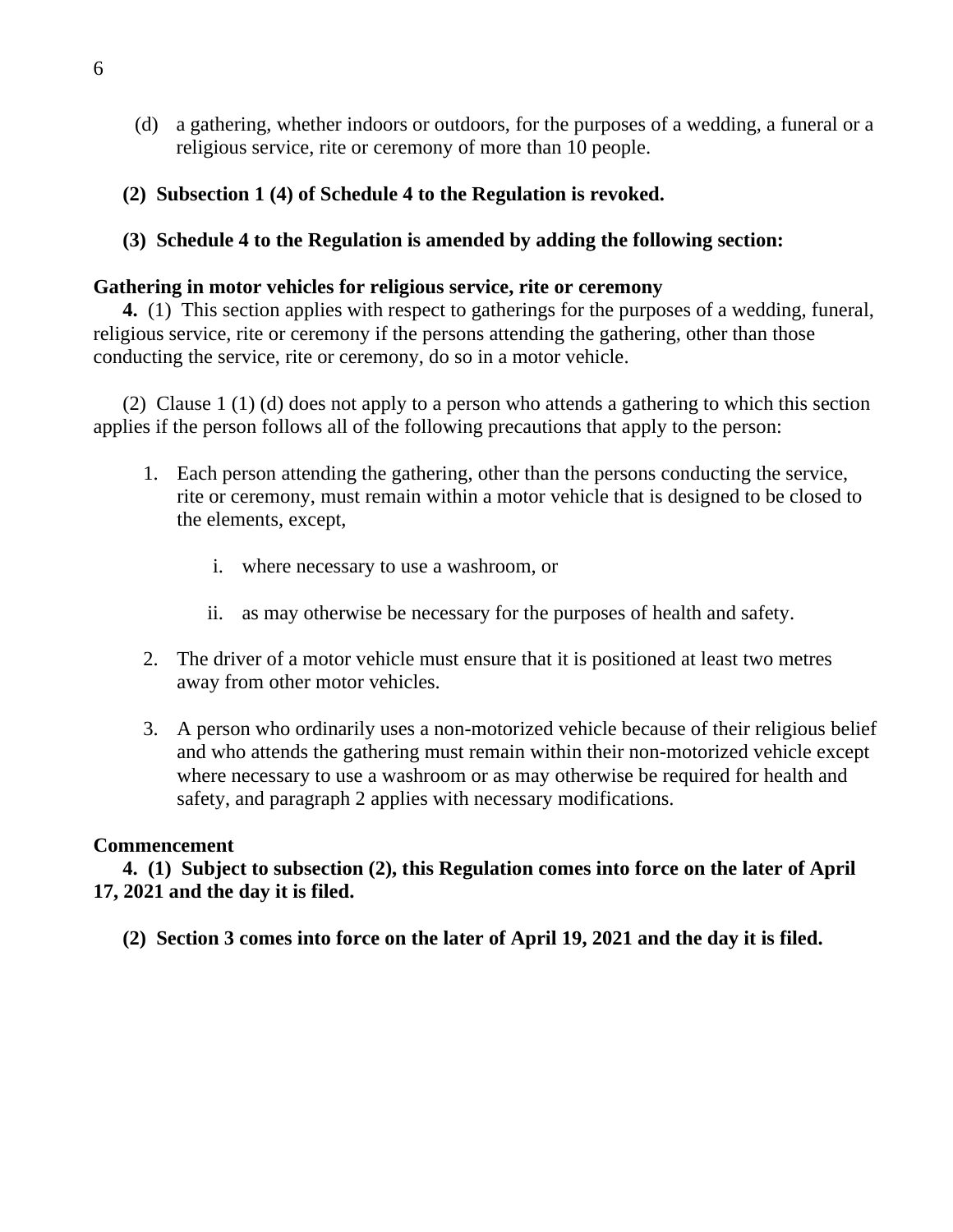(d) a gathering, whether indoors or outdoors, for the purposes of a wedding, a funeral or a religious service, rite or ceremony of more than 10 people.

**(2) Subsection 1 (4) of Schedule 4 to the Regulation is revoked.**

**(3) Schedule 4 to the Regulation is amended by adding the following section:**

**Gathering in motor vehicles for religious service, rite or ceremony**

**4.** (1) This section applies with respect to gatherings for the purposes of a wedding, funeral, religious service, rite or ceremony if the persons attending the gathering, other than those conducting the service, rite or ceremony, do so in a motor vehicle.

(2) Clause 1 (1) (d) does not apply to a person who attends a gathering to which this section applies if the person follows all of the following precautions that apply to the person:

1. Each person attending the gathering, other than the persons conducting the service, rite or ceremony, must remain within a motor vehicle that is designed to be closed to the elements, except,

   i. where necessary to use a washroom, or

   ii. as may otherwise be necessary for the purposes of health and safety.

2. The driver of a motor vehicle must ensure that it is positioned at least two metres away from other motor vehicles.

3. A person who ordinarily uses a non-motorized vehicle because of their religious belief and who attends the gathering must remain within their non-motorized vehicle except where necessary to use a washroom or as may otherwise be required for health and safety, and paragraph 2 applies with necessary modifications.

**Commencement**

**4. (1) Subject to subsection (2), this Regulation comes into force on the later of April 17, 2021 and the day it is filed.**

**(2) Section 3 comes into force on the later of April 19, 2021 and the day it is filed.**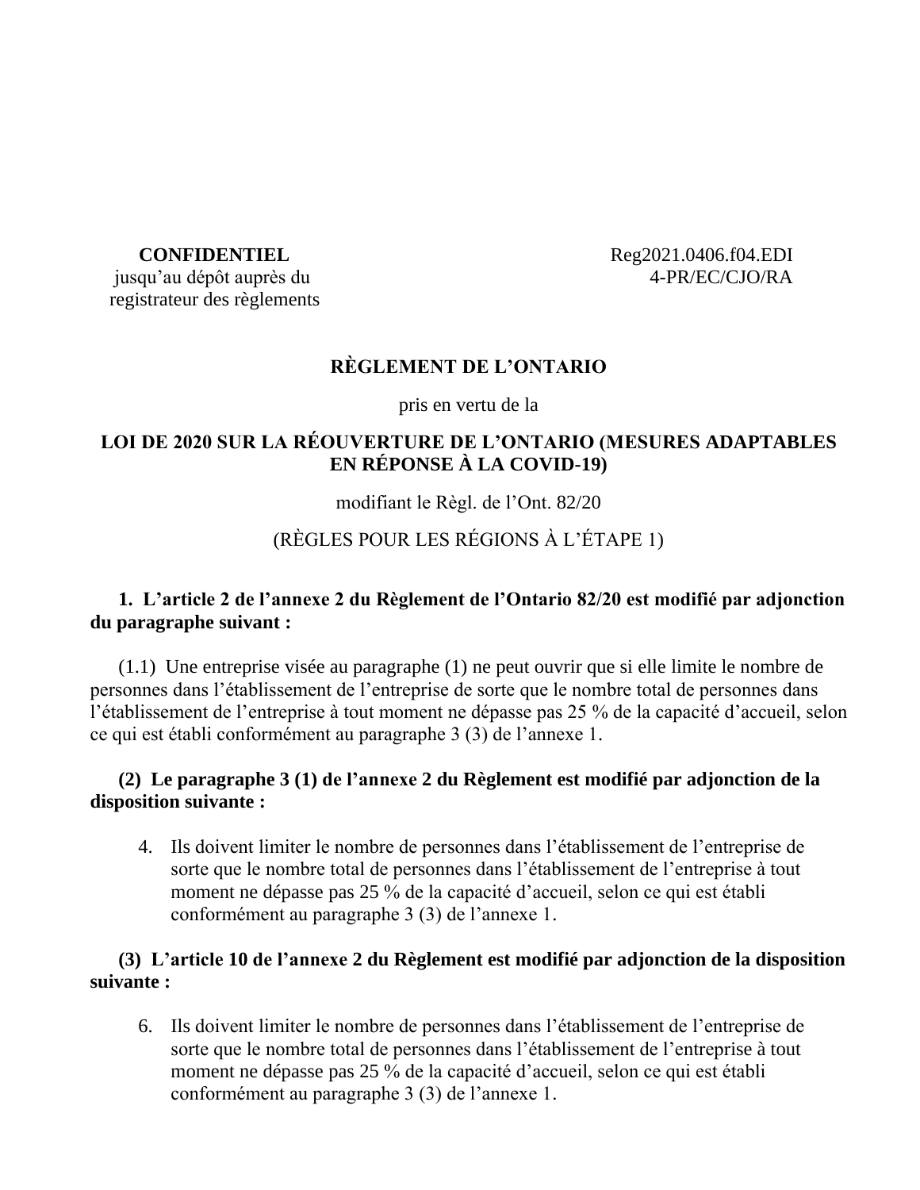**CONFIDENTIEL**
jusqu'au dépôt auprès du
registrateur des règlements

Reg2021.0406.f04.EDI
4-PR/EC/CJO/RA

**RÈGLEMENT DE L'ONTARIO**

pris en vertu de la

**LOI DE 2020 SUR LA RÉOUVERTURE DE L'ONTARIO (MESURES ADAPTABLES EN RÉPONSE À LA COVID-19)**

modifiant le Règl. de l'Ont. 82/20

(RÈGLES POUR LES RÉGIONS À L'ÉTAPE 1)

**1. L'article 2 de l'annexe 2 du Règlement de l'Ontario 82/20 est modifié par adjonction du paragraphe suivant :**

(1.1) Une entreprise visée au paragraphe (1) ne peut ouvrir que si elle limite le nombre de personnes dans l'établissement de l'entreprise de sorte que le nombre total de personnes dans l'établissement de l'entreprise à tout moment ne dépasse pas 25 % de la capacité d'accueil, selon ce qui est établi conformément au paragraphe 3 (3) de l'annexe 1.

**(2) Le paragraphe 3 (1) de l'annexe 2 du Règlement est modifié par adjonction de la disposition suivante :**

4. Ils doivent limiter le nombre de personnes dans l'établissement de l'entreprise de sorte que le nombre total de personnes dans l'établissement de l'entreprise à tout moment ne dépasse pas 25 % de la capacité d'accueil, selon ce qui est établi conformément au paragraphe 3 (3) de l'annexe 1.

**(3) L'article 10 de l'annexe 2 du Règlement est modifié par adjonction de la disposition suivante :**

6. Ils doivent limiter le nombre de personnes dans l'établissement de l'entreprise de sorte que le nombre total de personnes dans l'établissement de l'entreprise à tout moment ne dépasse pas 25 % de la capacité d'accueil, selon ce qui est établi conformément au paragraphe 3 (3) de l'annexe 1.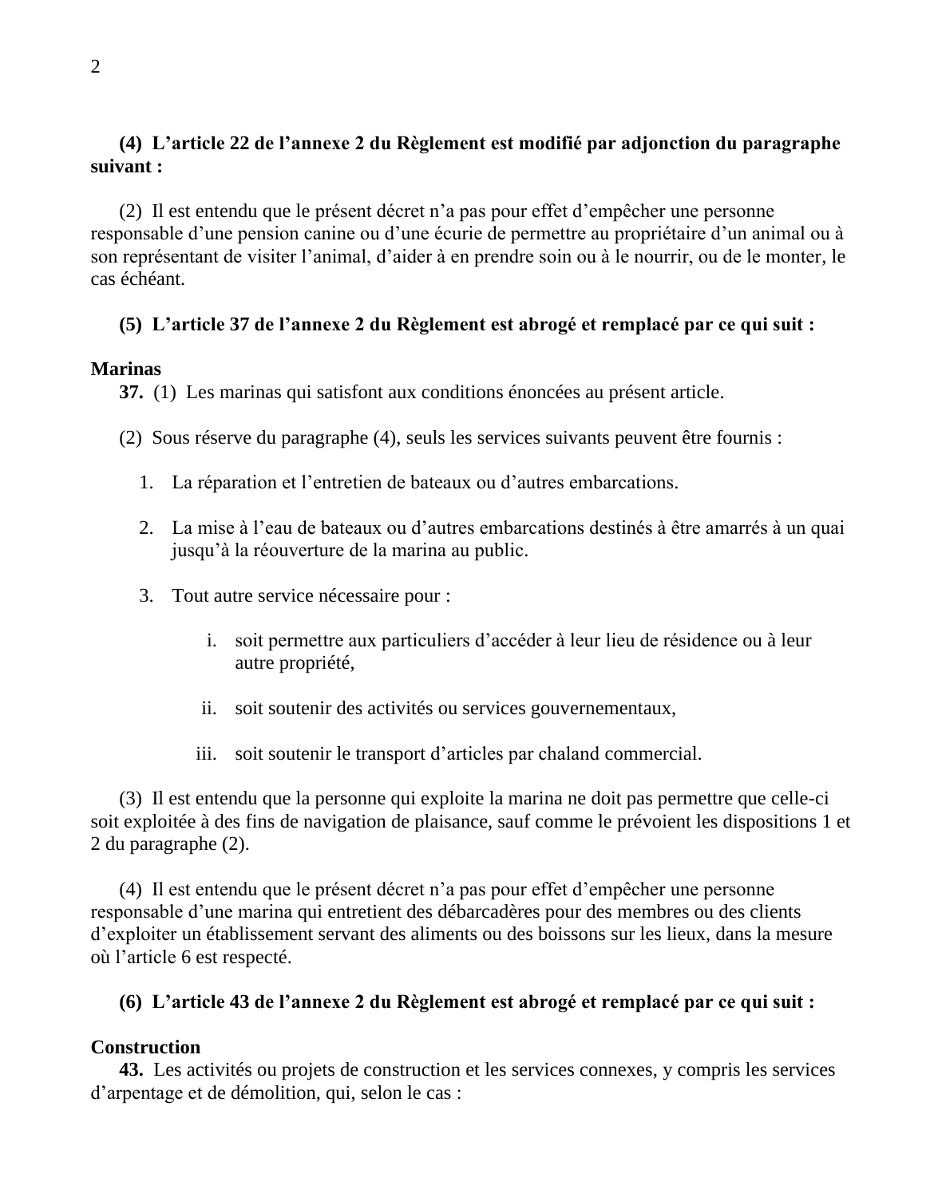**(4) L’article 22 de l’annexe 2 du Règlement est modifié par adjonction du paragraphe suivant :**

(2) Il est entendu que le présent décret n’a pas pour effet d’empêcher une personne responsable d’une pension canine ou d’une écurie de permettre au propriétaire d’un animal ou à son représentant de visiter l’animal, d’aider à en prendre soin ou à le nourrir, ou de le monter, le cas échéant.

**(5) L’article 37 de l’annexe 2 du Règlement est abrogé et remplacé par ce qui suit :**

**Marinas**

**37.** (1) Les marinas qui satisfont aux conditions énoncées au présent article.

(2) Sous réserve du paragraphe (4), seuls les services suivants peuvent être fournis :

1. La réparation et l’entretien de bateaux ou d’autres embarcations.
2. La mise à l’eau de bateaux ou d’autres embarcations destinés à être amarrés à un quai jusqu’à la réouverture de la marina au public.
3. Tout autre service nécessaire pour :
   i. soit permettre aux particuliers d’accéder à leur lieu de résidence ou à leur autre propriété,
   ii. soit soutenir des activités ou services gouvernementaux,
   iii. soit soutenir le transport d’articles par chaland commercial.

(3) Il est entendu que la personne qui exploite la marina ne doit pas permettre que celle-ci soit exploitée à des fins de navigation de plaisance, sauf comme le prévoient les dispositions 1 et 2 du paragraphe (2).

(4) Il est entendu que le présent décret n’a pas pour effet d’empêcher une personne responsable d’une marina qui entretient des débarcadères pour des membres ou des clients d’exploiter un établissement servant des aliments ou des boissons sur les lieux, dans la mesure où l’article 6 est respecté.

**(6) L’article 43 de l’annexe 2 du Règlement est abrogé et remplacé par ce qui suit :**

**Construction**

**43.** Les activités ou projets de construction et les services connexes, y compris les services d’arpentage et de démolition, qui, selon le cas :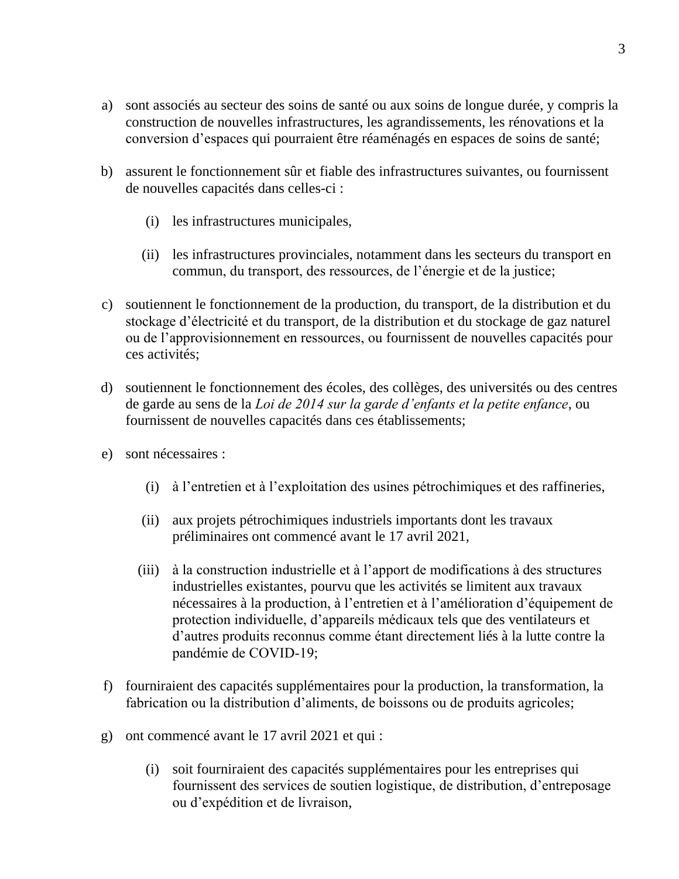a) sont associés au secteur des soins de santé ou aux soins de longue durée, y compris la construction de nouvelles infrastructures, les agrandissements, les rénovations et la conversion d'espaces qui pourraient être réaménagés en espaces de soins de santé;

b) assurent le fonctionnement sûr et fiable des infrastructures suivantes, ou fournissent de nouvelles capacités dans celles-ci :

   (i) les infrastructures municipales,

   (ii) les infrastructures provinciales, notamment dans les secteurs du transport en commun, du transport, des ressources, de l'énergie et de la justice;

c) soutiennent le fonctionnement de la production, du transport, de la distribution et du stockage d'électricité et du transport, de la distribution et du stockage de gaz naturel ou de l'approvisionnement en ressources, ou fournissent de nouvelles capacités pour ces activités;

d) soutiennent le fonctionnement des écoles, des collèges, des universités ou des centres de garde au sens de la *Loi de 2014 sur la garde d'enfants et la petite enfance*, ou fournissent de nouvelles capacités dans ces établissements;

e) sont nécessaires :

   (i) à l'entretien et à l'exploitation des usines pétrochimiques et des raffineries,

   (ii) aux projets pétrochimiques industriels importants dont les travaux préliminaires ont commencé avant le 17 avril 2021,

   (iii) à la construction industrielle et à l'apport de modifications à des structures industrielles existantes, pourvu que les activités se limitent aux travaux nécessaires à la production, à l'entretien et à l'amélioration d'équipement de protection individuelle, d'appareils médicaux tels que des ventilateurs et d'autres produits reconnus comme étant directement liés à la lutte contre la pandémie de COVID-19;

f) fourniraient des capacités supplémentaires pour la production, la transformation, la fabrication ou la distribution d'aliments, de boissons ou de produits agricoles;

g) ont commencé avant le 17 avril 2021 et qui :

   (i) soit fourniraient des capacités supplémentaires pour les entreprises qui fournissent des services de soutien logistique, de distribution, d'entreposage ou d'expédition et de livraison,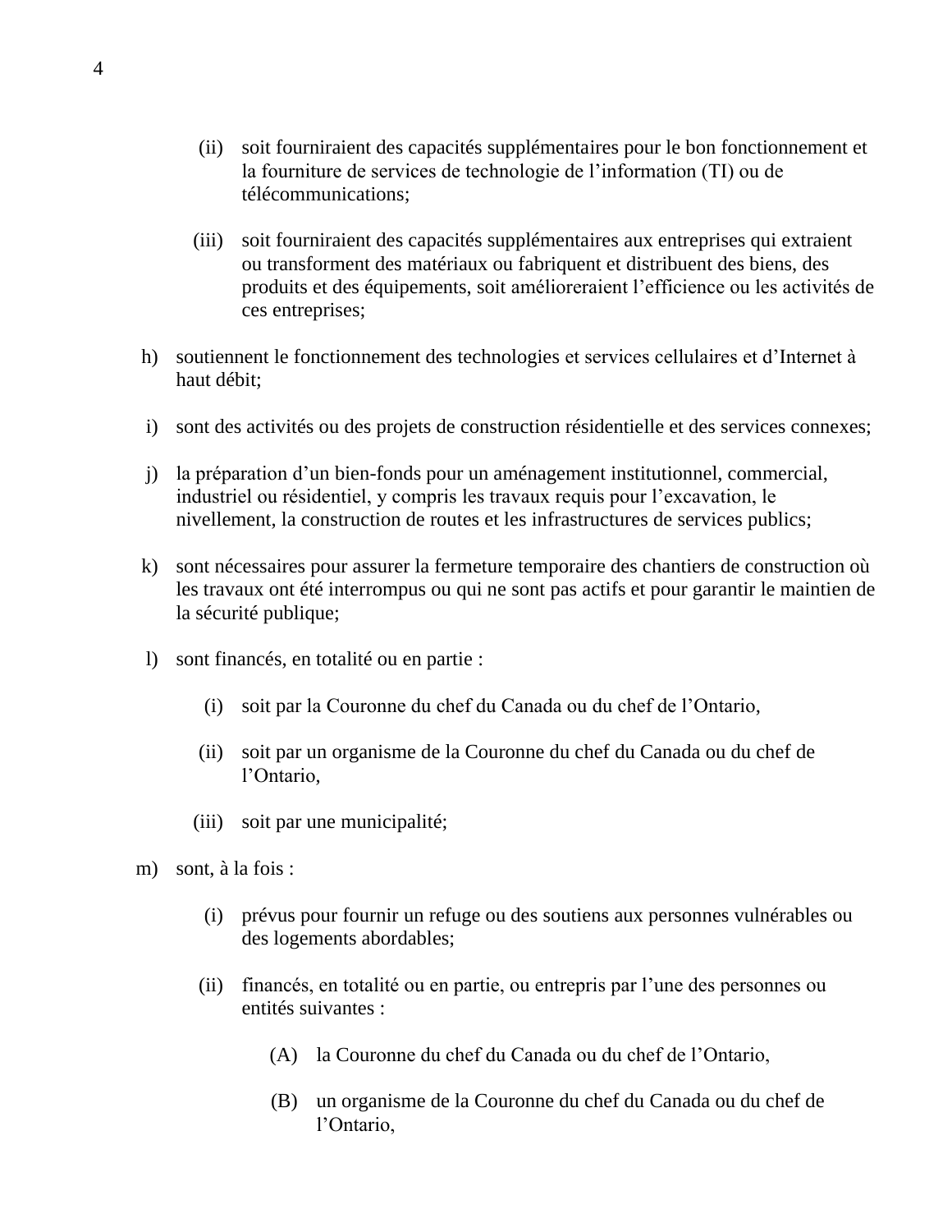(ii) soit fourniraient des capacités supplémentaires pour le bon fonctionnement et la fourniture de services de technologie de l'information (TI) ou de télécommunications;

(iii) soit fourniraient des capacités supplémentaires aux entreprises qui extraient ou transforment des matériaux ou fabriquent et distribuent des biens, des produits et des équipements, soit amélioreraient l'efficience ou les activités de ces entreprises;

h) soutiennent le fonctionnement des technologies et services cellulaires et d'Internet à haut débit;

i) sont des activités ou des projets de construction résidentielle et des services connexes;

j) la préparation d'un bien-fonds pour un aménagement institutionnel, commercial, industriel ou résidentiel, y compris les travaux requis pour l'excavation, le nivellement, la construction de routes et les infrastructures de services publics;

k) sont nécessaires pour assurer la fermeture temporaire des chantiers de construction où les travaux ont été interrompus ou qui ne sont pas actifs et pour garantir le maintien de la sécurité publique;

l) sont financés, en totalité ou en partie :

(i) soit par la Couronne du chef du Canada ou du chef de l'Ontario,

(ii) soit par un organisme de la Couronne du chef du Canada ou du chef de l'Ontario,

(iii) soit par une municipalité;

m) sont, à la fois :

(i) prévus pour fournir un refuge ou des soutiens aux personnes vulnérables ou des logements abordables;

(ii) financés, en totalité ou en partie, ou entrepris par l'une des personnes ou entités suivantes :

(A) la Couronne du chef du Canada ou du chef de l'Ontario,

(B) un organisme de la Couronne du chef du Canada ou du chef de l'Ontario,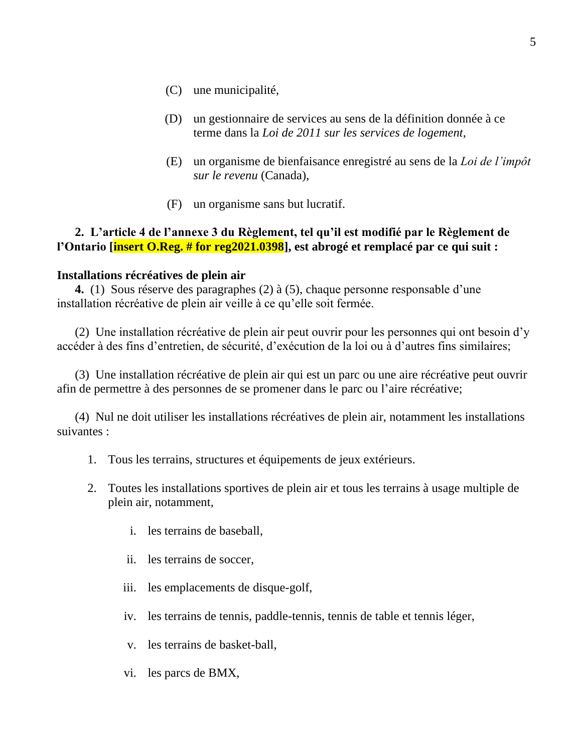(C) une municipalité,

(D) un gestionnaire de services au sens de la définition donnée à ce terme dans la *Loi de 2011 sur les services de logement*,

(E) un organisme de bienfaisance enregistré au sens de la *Loi de l'impôt sur le revenu* (Canada),

(F) un organisme sans but lucratif.

**2. L'article 4 de l'annexe 3 du Règlement, tel qu'il est modifié par le Règlement de l'Ontario [insert O.Reg. # for reg2021.0398], est abrogé et remplacé par ce qui suit :**

**Installations récréatives de plein air**

**4.** (1) Sous réserve des paragraphes (2) à (5), chaque personne responsable d'une installation récréative de plein air veille à ce qu'elle soit fermée.

(2) Une installation récréative de plein air peut ouvrir pour les personnes qui ont besoin d'y accéder à des fins d'entretien, de sécurité, d'exécution de la loi ou à d'autres fins similaires;

(3) Une installation récréative de plein air qui est un parc ou une aire récréative peut ouvrir afin de permettre à des personnes de se promener dans le parc ou l'aire récréative;

(4) Nul ne doit utiliser les installations récréatives de plein air, notamment les installations suivantes :

1. Tous les terrains, structures et équipements de jeux extérieurs.

2. Toutes les installations sportives de plein air et tous les terrains à usage multiple de plein air, notamment,

   i. les terrains de baseball,

   ii. les terrains de soccer,

   iii. les emplacements de disque-golf,

   iv. les terrains de tennis, paddle-tennis, tennis de table et tennis léger,

   v. les terrains de basket-ball,

   vi. les parcs de BMX,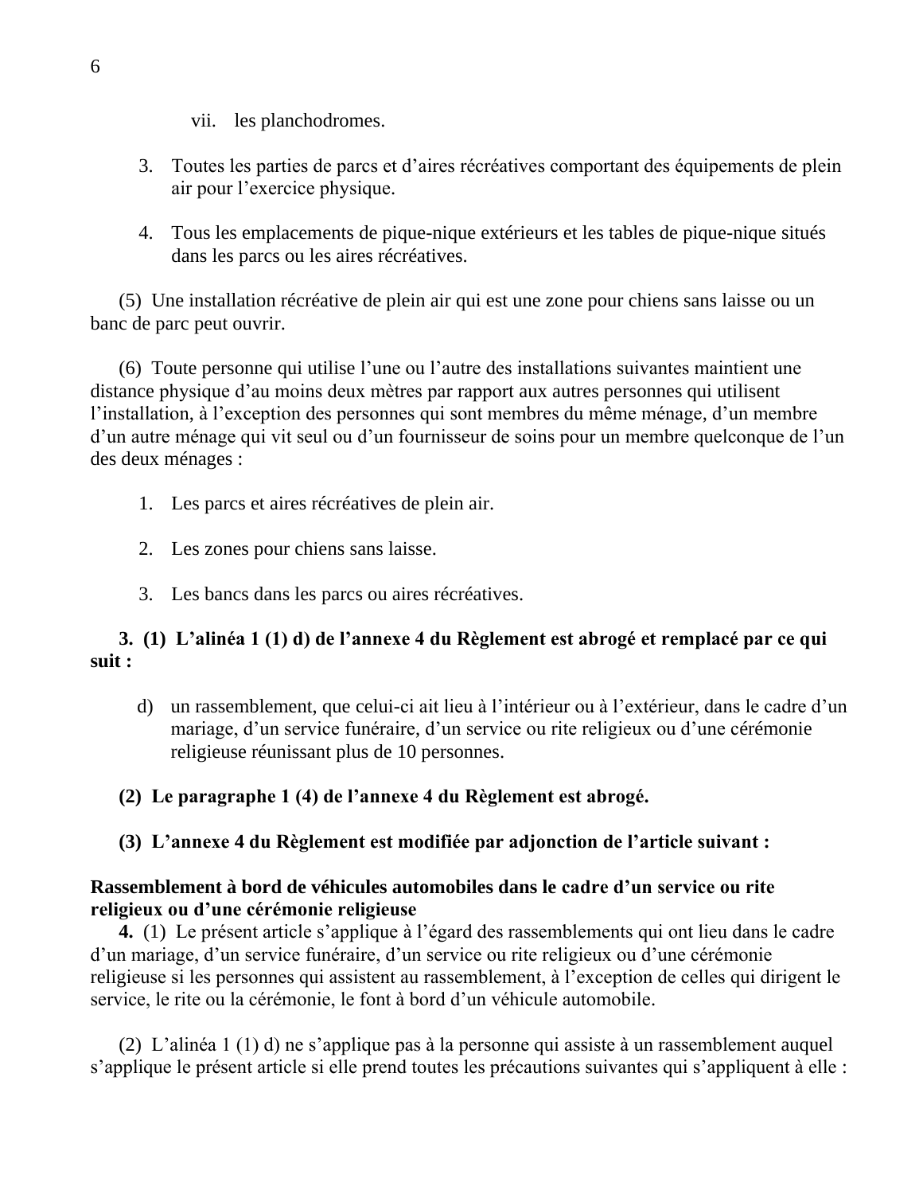vii. les planchodromes.

3. Toutes les parties de parcs et d'aires récréatives comportant des équipements de plein air pour l'exercice physique.

4. Tous les emplacements de pique-nique extérieurs et les tables de pique-nique situés dans les parcs ou les aires récréatives.

(5) Une installation récréative de plein air qui est une zone pour chiens sans laisse ou un banc de parc peut ouvrir.

(6) Toute personne qui utilise l'une ou l'autre des installations suivantes maintient une distance physique d'au moins deux mètres par rapport aux autres personnes qui utilisent l'installation, à l'exception des personnes qui sont membres du même ménage, d'un membre d'un autre ménage qui vit seul ou d'un fournisseur de soins pour un membre quelconque de l'un des deux ménages :

1. Les parcs et aires récréatives de plein air.

2. Les zones pour chiens sans laisse.

3. Les bancs dans les parcs ou aires récréatives.

**3. (1) L'alinéa 1 (1) d) de l'annexe 4 du Règlement est abrogé et remplacé par ce qui suit :**

d) un rassemblement, que celui-ci ait lieu à l'intérieur ou à l'extérieur, dans le cadre d'un mariage, d'un service funéraire, d'un service ou rite religieux ou d'une cérémonie religieuse réunissant plus de 10 personnes.

**(2) Le paragraphe 1 (4) de l'annexe 4 du Règlement est abrogé.**

**(3) L'annexe 4 du Règlement est modifiée par adjonction de l'article suivant :**

**Rassemblement à bord de véhicules automobiles dans le cadre d'un service ou rite religieux ou d'une cérémonie religieuse**

**4.** (1) Le présent article s'applique à l'égard des rassemblements qui ont lieu dans le cadre d'un mariage, d'un service funéraire, d'un service ou rite religieux ou d'une cérémonie religieuse si les personnes qui assistent au rassemblement, à l'exception de celles qui dirigent le service, le rite ou la cérémonie, le font à bord d'un véhicule automobile.

(2) L'alinéa 1 (1) d) ne s'applique pas à la personne qui assiste à un rassemblement auquel s'applique le présent article si elle prend toutes les précautions suivantes qui s'appliquent à elle :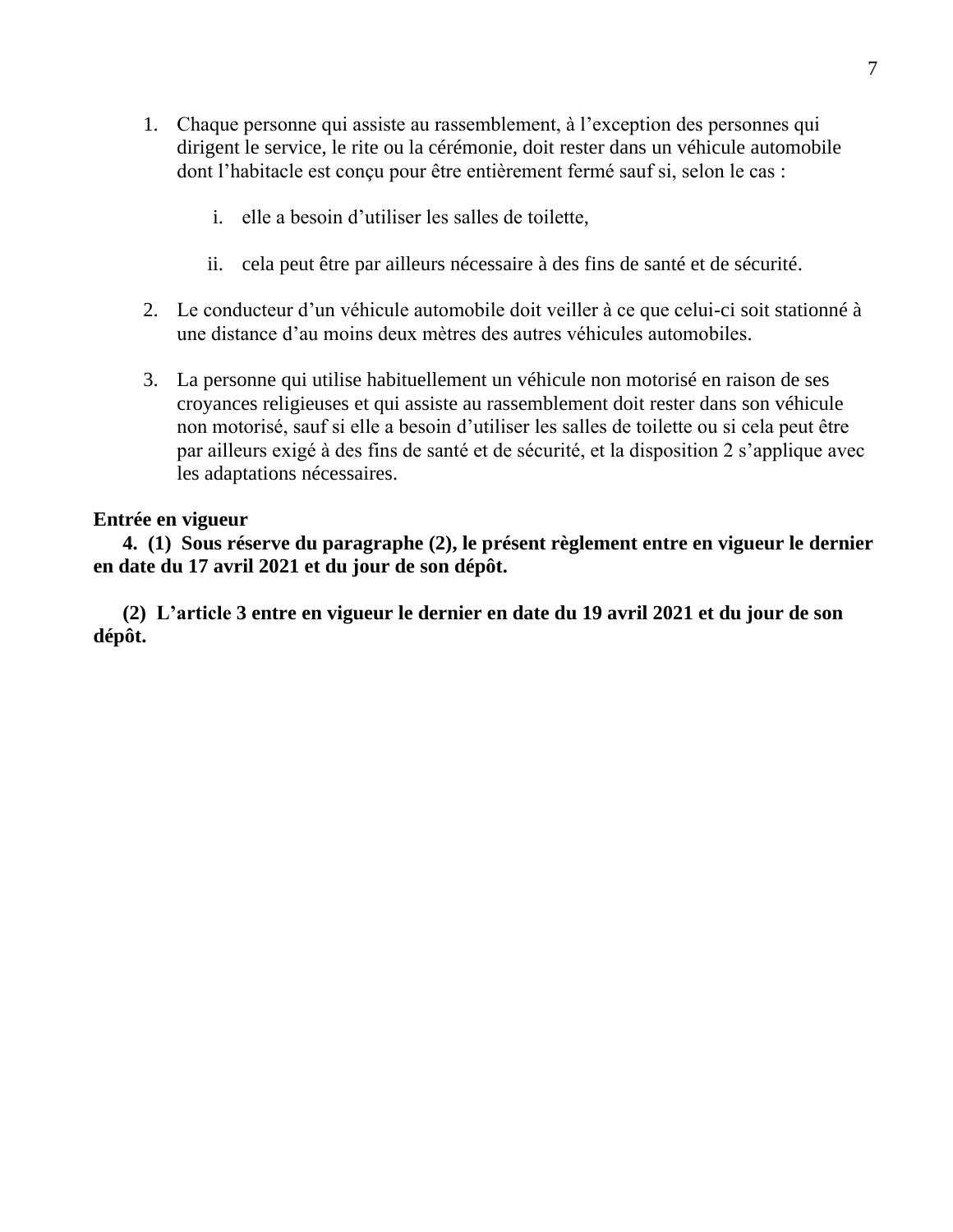1. Chaque personne qui assiste au rassemblement, à l'exception des personnes qui dirigent le service, le rite ou la cérémonie, doit rester dans un véhicule automobile dont l'habitacle est conçu pour être entièrement fermé sauf si, selon le cas :

   i. elle a besoin d'utiliser les salles de toilette,

   ii. cela peut être par ailleurs nécessaire à des fins de santé et de sécurité.

2. Le conducteur d'un véhicule automobile doit veiller à ce que celui-ci soit stationné à une distance d'au moins deux mètres des autres véhicules automobiles.

3. La personne qui utilise habituellement un véhicule non motorisé en raison de ses croyances religieuses et qui assiste au rassemblement doit rester dans son véhicule non motorisé, sauf si elle a besoin d'utiliser les salles de toilette ou si cela peut être par ailleurs exigé à des fins de santé et de sécurité, et la disposition 2 s'applique avec les adaptations nécessaires.

**Entrée en vigueur**

**4. (1) Sous réserve du paragraphe (2), le présent règlement entre en vigueur le dernier en date du 17 avril 2021 et du jour de son dépôt.**

**(2) L'article 3 entre en vigueur le dernier en date du 19 avril 2021 et du jour de son dépôt.**